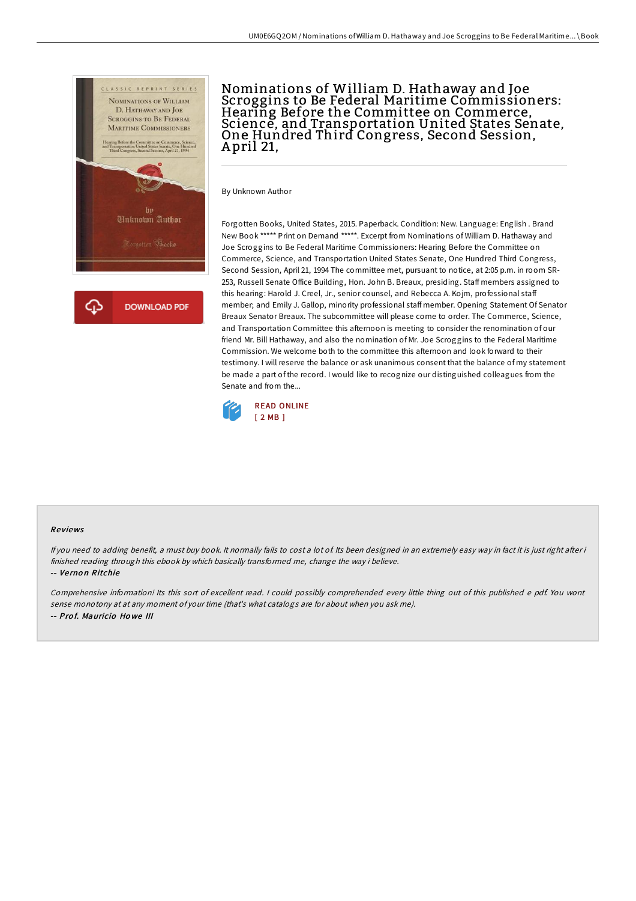# Nominations of William D. Hathaway and Joe Scroggins to Be Federal Maritime Commissioners: Hearing Before the Committee on Commerce, Science, and Transportation United States Senate, One Hundred Third Congress, Second Session, April 21,

By Unknown Author

Forgotten Books, United States, 2015. Paperback. Condition: New. Language: English . Brand New Book ***** Print on Demand *****. Excerpt from Nominations of William D. Hathaway and Joe Scroggins to Be Federal Maritime Commissioners: Hearing Before the Committee on Commerce, Science, and Transportation United States Senate, One Hundred Third Congress, Second Session, April 21, 1994 The committee met, pursuant to notice, at 2:05 p.m. in room SR-253, Russell Senate Office Building, Hon. John B. Breaux, presiding. Staff members assigned to this hearing: Harold J. Creel, Jr., senior counsel, and Rebecca A. Kojm, professional staff member; and Emily J. Gallop, minority professional staff member. Opening Statement Of Senator Breaux Senator Breaux. The subcommittee will please come to order. The Commerce, Science, and Transportation Committee this afternoon is meeting to consider the renomination of our friend Mr. Bill Hathaway, and also the nomination of Mr. Joe Scroggins to the Federal Maritime Commission. We welcome both to the committee this afternoon and look forward to their testimony. I will reserve the balance or ask unanimous consent that the balance of my statement be made a part of the record. I would like to recognize our distinguished colleagues from the Senate and from the...

READ ONLINE
[ 2 MB ]

## Reviews

*If you need to adding benefit, a must buy book. It normally fails to cost a lot of. Its been designed in an extremely easy way in fact it is just right after i finished reading through this ebook by which basically transformed me, change the way i believe.*

-- ***Vernon Ritchie***

*Comprehensive information! Its this sort of excellent read. I could possibly comprehended every little thing out of this published e pdf. You wont sense monotony at at any moment of your time (that's what catalogs are for about when you ask me).*

-- ***Prof. Mauricio Howe III***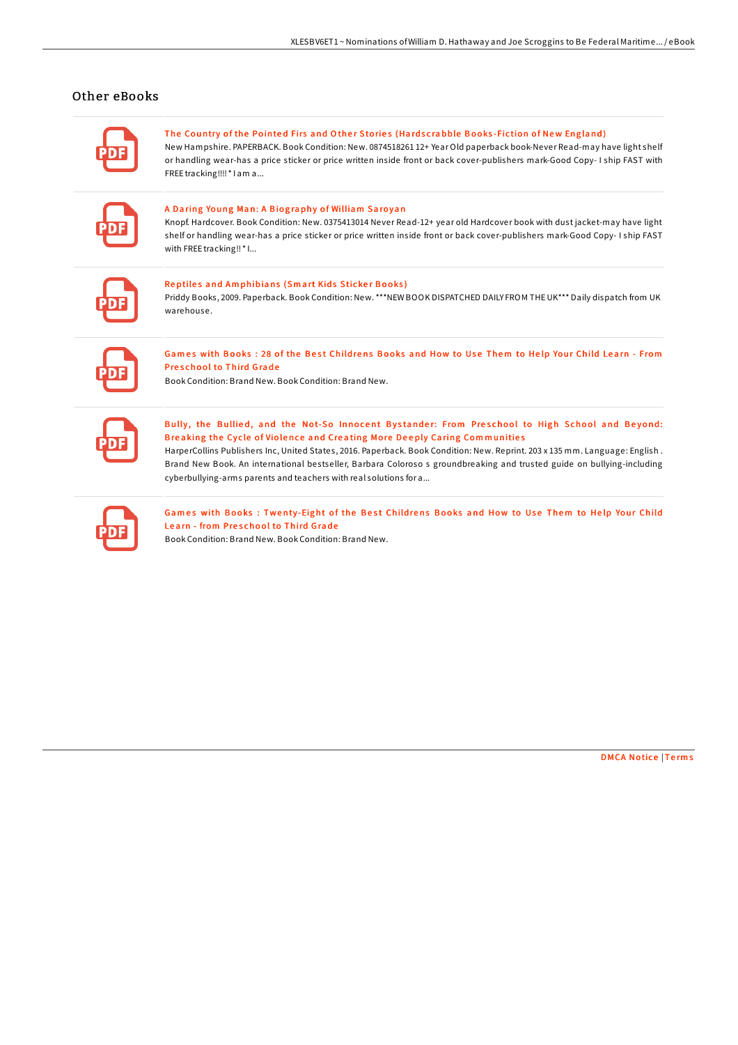## Other eBooks

**The Country of the Pointed Firs and Other Stories (Hardscrabble Books-Fiction of New England)**

New Hampshire. PAPERBACK. Book Condition: New. 0874518261 12+ Year Old paperback book-Never Read-may have light shelf or handling wear-has a price sticker or price written inside front or back cover-publishers mark-Good Copy- I ship FAST with FREE tracking!!!! * I am a...

**A Daring Young Man: A Biography of William Saroyan**

Knopf. Hardcover. Book Condition: New. 0375413014 Never Read-12+ year old Hardcover book with dust jacket-may have light shelf or handling wear-has a price sticker or price written inside front or back cover-publishers mark-Good Copy- I ship FAST with FREE tracking!! * I...

**Reptiles and Amphibians (Smart Kids Sticker Books)**

Priddy Books, 2009. Paperback. Book Condition: New. ***NEW BOOK DISPATCHED DAILY FROM THE UK*** Daily dispatch from UK warehouse.

**Games with Books : 28 of the Best Childrens Books and How to Use Them to Help Your Child Learn - From Preschool to Third Grade**

Book Condition: Brand New. Book Condition: Brand New.

**Bully, the Bullied, and the Not-So Innocent Bystander: From Preschool to High School and Beyond: Breaking the Cycle of Violence and Creating More Deeply Caring Communities**

HarperCollins Publishers Inc, United States, 2016. Paperback. Book Condition: New. Reprint. 203 x 135 mm. Language: English . Brand New Book. An international bestseller, Barbara Coloroso s groundbreaking and trusted guide on bullying-including cyberbullying-arms parents and teachers with real solutions for a...

**Games with Books : Twenty-Eight of the Best Childrens Books and How to Use Them to Help Your Child Learn - from Preschool to Third Grade**

Book Condition: Brand New. Book Condition: Brand New.